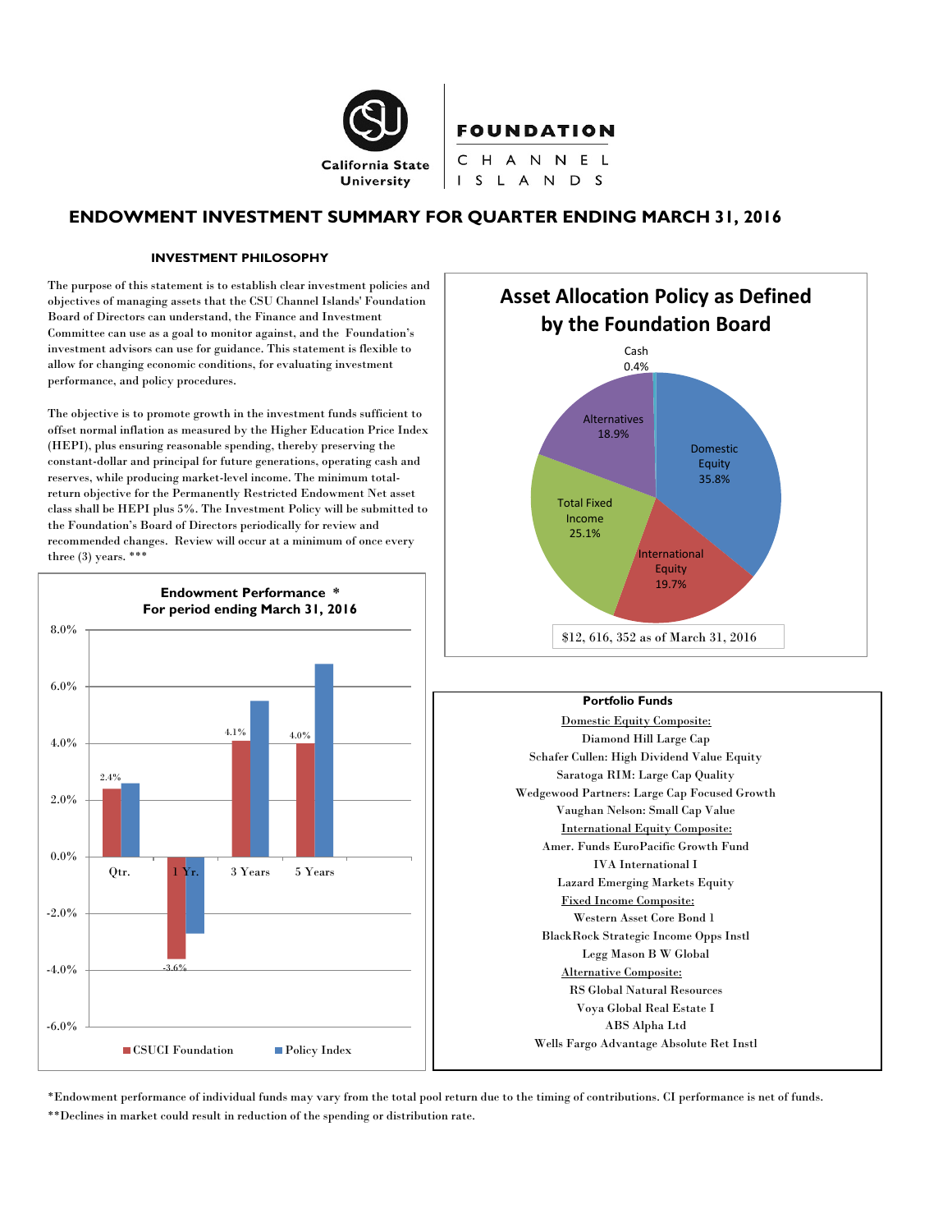# ENDOWMENT INVESTMENT SUMMARY FOR QUARTER ENDING MARCH 31, 2016

## INVESTMENT PHILOSOPHY

The purpose of this statement is to establish clear investment policies and objectives of managing assets that the CSU Channel Islands' Foundation Board of Directors can understand, the Finance and Investment Committee can use as a goal to monitor against, and the Foundation's investment advisors can use for guidance. This statement is flexible to allow for changing economic conditions, for evaluating investment performance, and policy procedures.

The objective is to promote growth in the investment funds sufficient to offset normal inflation as measured by the Higher Education Price Index (HEPI), plus ensuring reasonable spending, thereby preserving the constant-dollar and principal for future generations, operating cash and reserves, while producing market-level income. The minimum total-return objective for the Permanently Restricted Endowment Net asset class shall be HEPI plus 5%. The Investment Policy will be submitted to the Foundation's Board of Directors periodically for review and recommended changes. Review will occur at a minimum of once every three (3) years. ***

### Endowment Performance * For period ending March 31, 2016

| Period | CSUCI Foundation | Policy Index |
|---|---|---|
| Qtr. | 2.4% | |
| 1 Yr. | -3.6% | |
| 3 Years | 4.1% | |
| 5 Years | 4.0% | |

### Asset Allocation Policy as Defined by the Foundation Board

| Asset Class | Allocation |
|---|---|
| Cash | 0.4% |
| Domestic Equity | 35.8% |
| International Equity | 19.7% |
| Total Fixed Income | 25.1% |
| Alternatives | 18.9% |

$12, 616, 352 as of March 31, 2016

### Portfolio Funds

Domestic Equity Composite:
- Diamond Hill Large Cap
- Schafer Cullen: High Dividend Value Equity
- Saratoga RIM: Large Cap Quality
- Wedgewood Partners: Large Cap Focused Growth
- Vaughan Nelson: Small Cap Value

International Equity Composite:
- Amer. Funds EuroPacific Growth Fund
- IVA International I
- Lazard Emerging Markets Equity

Fixed Income Composite:
- Western Asset Core Bond 1
- BlackRock Strategic Income Opps Instl
- Legg Mason B W Global

Alternative Composite:
- RS Global Natural Resources
- Voya Global Real Estate I
- ABS Alpha Ltd
- Wells Fargo Advantage Absolute Ret Instl

*Endowment performance of individual funds may vary from the total pool return due to the timing of contributions. CI performance is net of funds.

**Declines in market could result in reduction of the spending or distribution rate.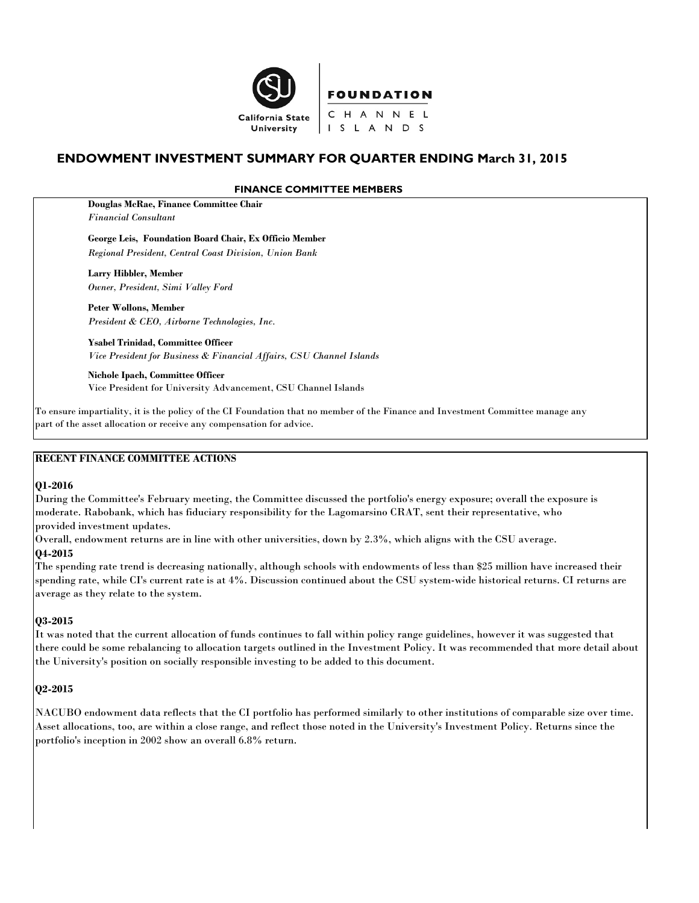FOUNDATION

CHANNEL ISLANDS

California State University

# ENDOWMENT INVESTMENT SUMMARY FOR QUARTER ENDING March 31, 2015

## FINANCE COMMITTEE MEMBERS

**Douglas McRae, Finance Committee Chair**
*Financial Consultant*

**George Leis, Foundation Board Chair, Ex Officio Member**
*Regional President, Central Coast Division, Union Bank*

**Larry Hibbler, Member**
*Owner, President, Simi Valley Ford*

**Peter Wollons, Member**
*President & CEO, Airborne Technologies, Inc.*

**Ysabel Trinidad, Committee Officer**
*Vice President for Business & Financial Affairs, CSU Channel Islands*

**Nichole Ipach, Committee Officer**
Vice President for University Advancement, CSU Channel Islands

To ensure impartiality, it is the policy of the CI Foundation that no member of the Finance and Investment Committee manage any part of the asset allocation or receive any compensation for advice.

## RECENT FINANCE COMMITTEE ACTIONS

**Q1-2016**

During the Committee's February meeting, the Committee discussed the portfolio's energy exposure; overall the exposure is moderate. Rabobank, which has fiduciary responsibility for the Lagomarsino CRAT, sent their representative, who provided investment updates.

Overall, endowment returns are in line with other universities, down by 2.3%, which aligns with the CSU average.

**Q4-2015**

The spending rate trend is decreasing nationally, although schools with endowments of less than $25 million have increased their spending rate, while CI's current rate is at 4%. Discussion continued about the CSU system-wide historical returns. CI returns are average as they relate to the system.

**Q3-2015**

It was noted that the current allocation of funds continues to fall within policy range guidelines, however it was suggested that there could be some rebalancing to allocation targets outlined in the Investment Policy. It was recommended that more detail about the University's position on socially responsible investing to be added to this document.

**Q2-2015**

NACUBO endowment data reflects that the CI portfolio has performed similarly to other institutions of comparable size over time. Asset allocations, too, are within a close range, and reflect those noted in the University's Investment Policy. Returns since the portfolio's inception in 2002 show an overall 6.8% return.